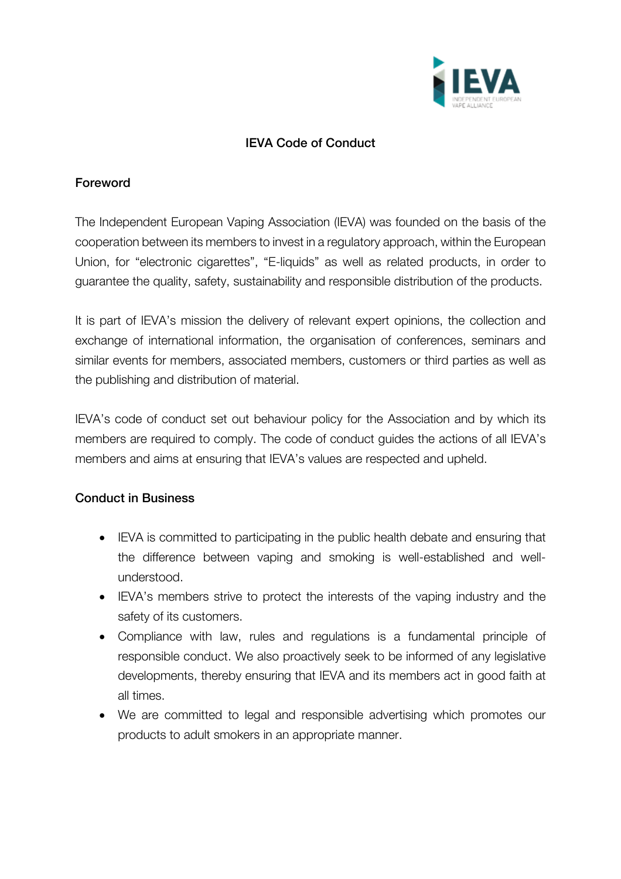# IEVA Code of Conduct

## Foreword

The Independent European Vaping Association (IEVA) was founded on the basis of the cooperation between its members to invest in a regulatory approach, within the European Union, for "electronic cigarettes", "E-liquids" as well as related products, in order to guarantee the quality, safety, sustainability and responsible distribution of the products.

It is part of IEVA's mission the delivery of relevant expert opinions, the collection and exchange of international information, the organisation of conferences, seminars and similar events for members, associated members, customers or third parties as well as the publishing and distribution of material.

IEVA's code of conduct set out behaviour policy for the Association and by which its members are required to comply. The code of conduct guides the actions of all IEVA's members and aims at ensuring that IEVA's values are respected and upheld.

## Conduct in Business

- IEVA is committed to participating in the public health debate and ensuring that the difference between vaping and smoking is well-established and well-understood.
- IEVA's members strive to protect the interests of the vaping industry and the safety of its customers.
- Compliance with law, rules and regulations is a fundamental principle of responsible conduct. We also proactively seek to be informed of any legislative developments, thereby ensuring that IEVA and its members act in good faith at all times.
- We are committed to legal and responsible advertising which promotes our products to adult smokers in an appropriate manner.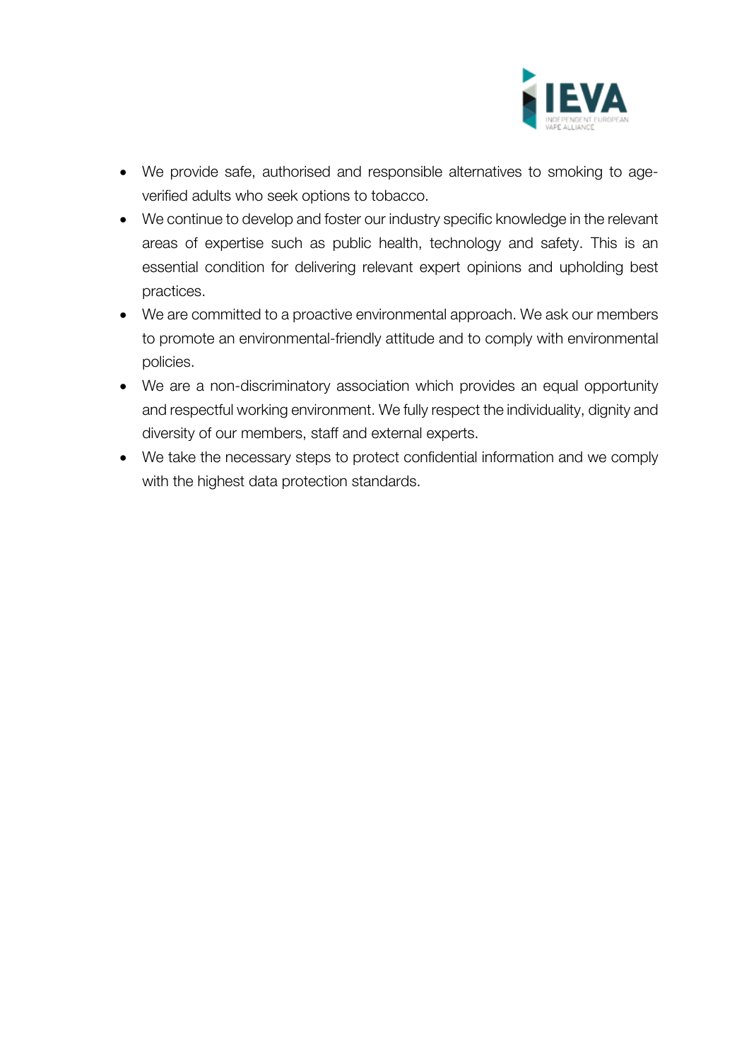- We provide safe, authorised and responsible alternatives to smoking to age-verified adults who seek options to tobacco.
- We continue to develop and foster our industry specific knowledge in the relevant areas of expertise such as public health, technology and safety. This is an essential condition for delivering relevant expert opinions and upholding best practices.
- We are committed to a proactive environmental approach. We ask our members to promote an environmental-friendly attitude and to comply with environmental policies.
- We are a non-discriminatory association which provides an equal opportunity and respectful working environment. We fully respect the individuality, dignity and diversity of our members, staff and external experts.
- We take the necessary steps to protect confidential information and we comply with the highest data protection standards.